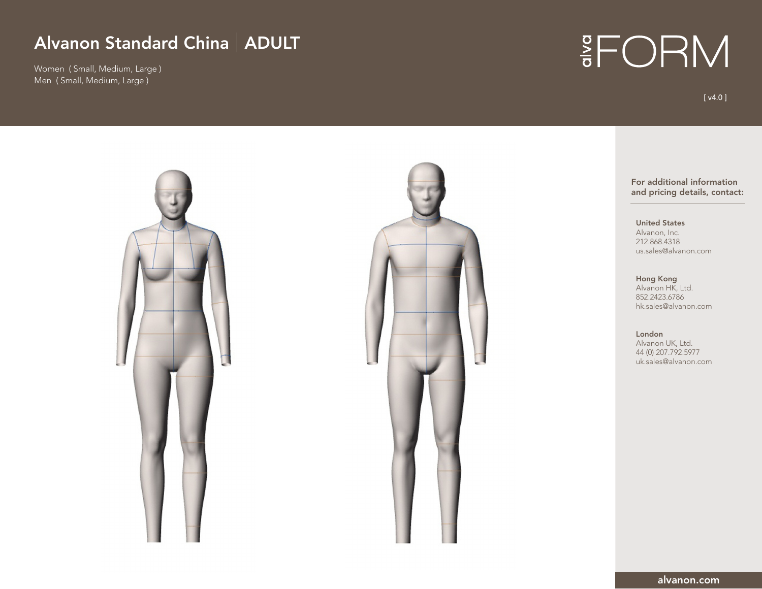# Alvanon Standard China | ADULT

Women ( Small, Medium, Large )
Men ( Small, Medium, Large )

alva FORM

[ v4.0 ]

**For additional information and pricing details, contact:**

**United States**
Alvanon, Inc.
212.868.4318
us.sales@alvanon.com

**Hong Kong**
Alvanon HK, Ltd.
852.2423.6786
hk.sales@alvanon.com

**London**
Alvanon UK, Ltd.
44 (0) 207.792.5977
uk.sales@alvanon.com

**alvanon.com**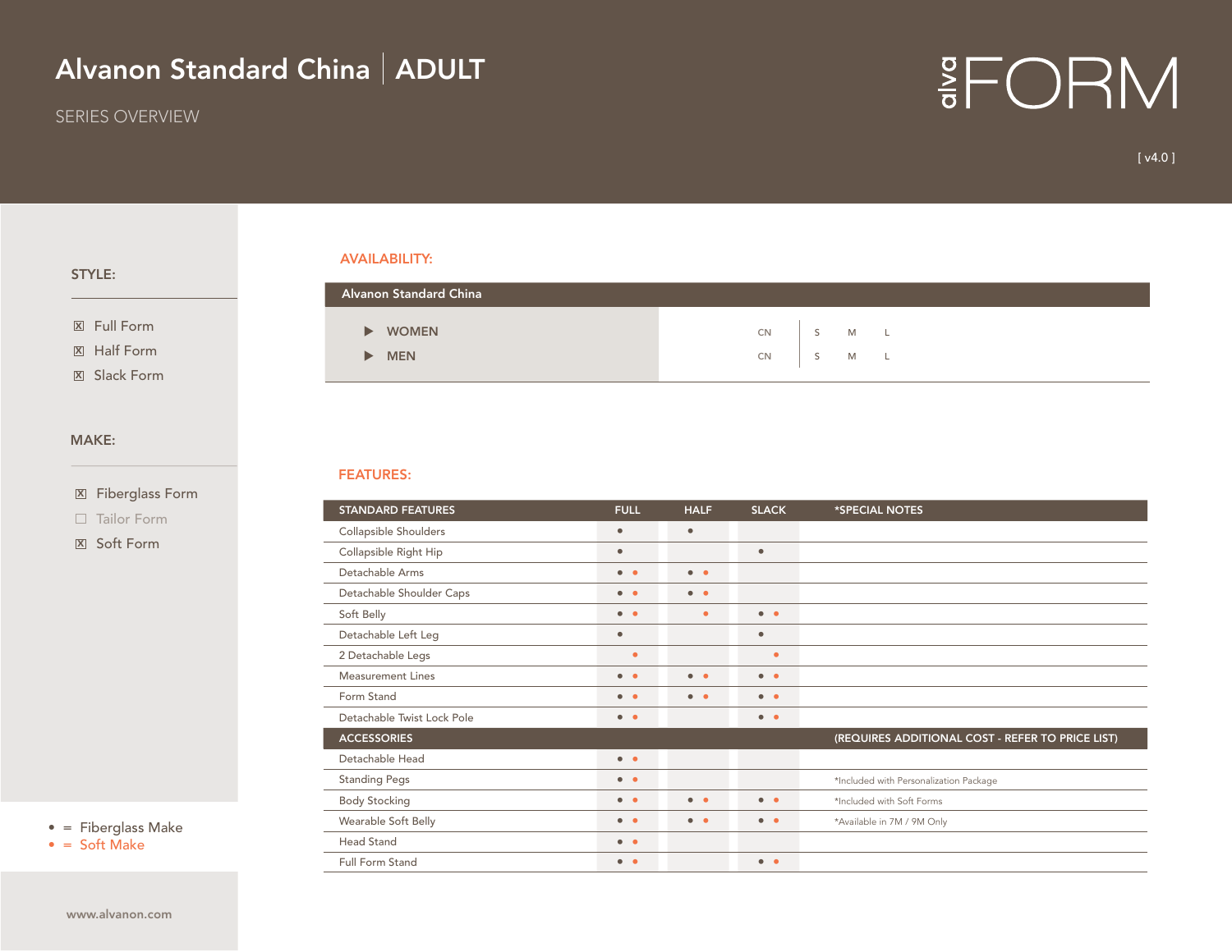# Alvanon Standard China | ADULT

SERIES OVERVIEW

alva FORM

[ v4.0 ]

**STYLE:**

- ☒ Full Form
- ☒ Half Form
- ☒ Slack Form

**MAKE:**

- ☒ Fiberglass Form
- ☐ Tailor Form
- ☒ Soft Form

- • = Fiberglass Make
- • = Soft Make

www.alvanon.com

## AVAILABILITY:

| Alvanon Standard China | | | | |
|---|---|---|---|---|
| ▶ WOMEN | CN | S | M | L |
| ▶ MEN | CN | S | M | L |

## FEATURES:

| STANDARD FEATURES | FULL | HALF | SLACK | *SPECIAL NOTES |
|---|---|---|---|---|
| Collapsible Shoulders | • | • | | |
| Collapsible Right Hip | • | | • | |
| Detachable Arms | • • | • • | | |
| Detachable Shoulder Caps | • • | • • | | |
| Soft Belly | • • | • | • • | |
| Detachable Left Leg | • | | • | |
| 2 Detachable Legs | • | | • | |
| Measurement Lines | • • | • • | • • | |
| Form Stand | • • | • • | • • | |
| Detachable Twist Lock Pole | • • | | • • | |
| **ACCESSORIES** | | | | **(REQUIRES ADDITIONAL COST - REFER TO PRICE LIST)** |
| Detachable Head | • • | | | |
| Standing Pegs | • • | | | *Included with Personalization Package |
| Body Stocking | • • | • • | • • | *Included with Soft Forms |
| Wearable Soft Belly | • • | • • | • • | *Available in 7M / 9M Only |
| Head Stand | • • | | | |
| Full Form Stand | • • | | • • | |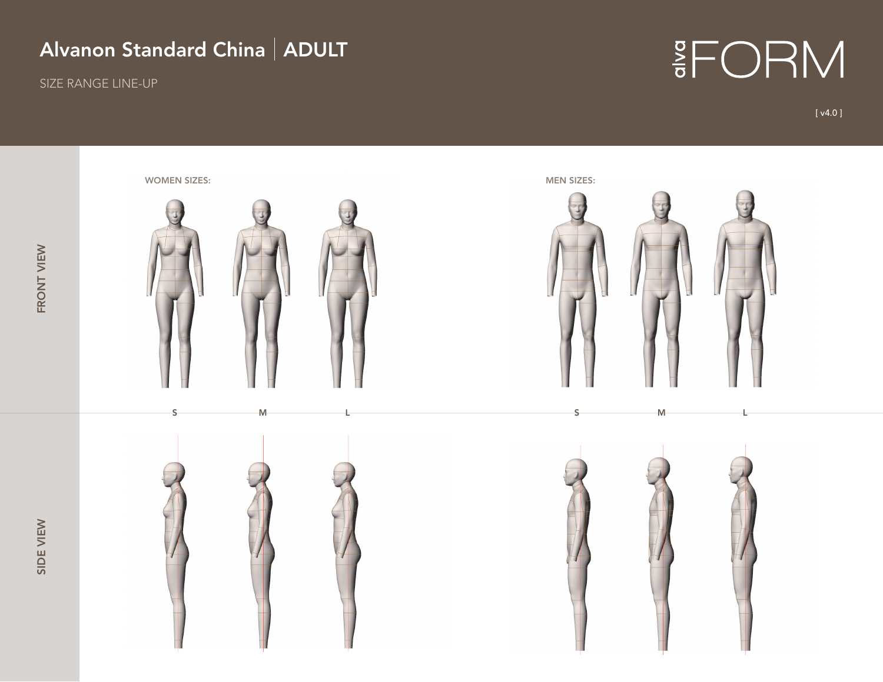# Alvanon Standard China | ADULT

SIZE RANGE LINE-UP

alvaFORM

[ v4.0 ]

FRONT VIEW

WOMEN SIZES:

MEN SIZES:

S M L

S M L

SIDE VIEW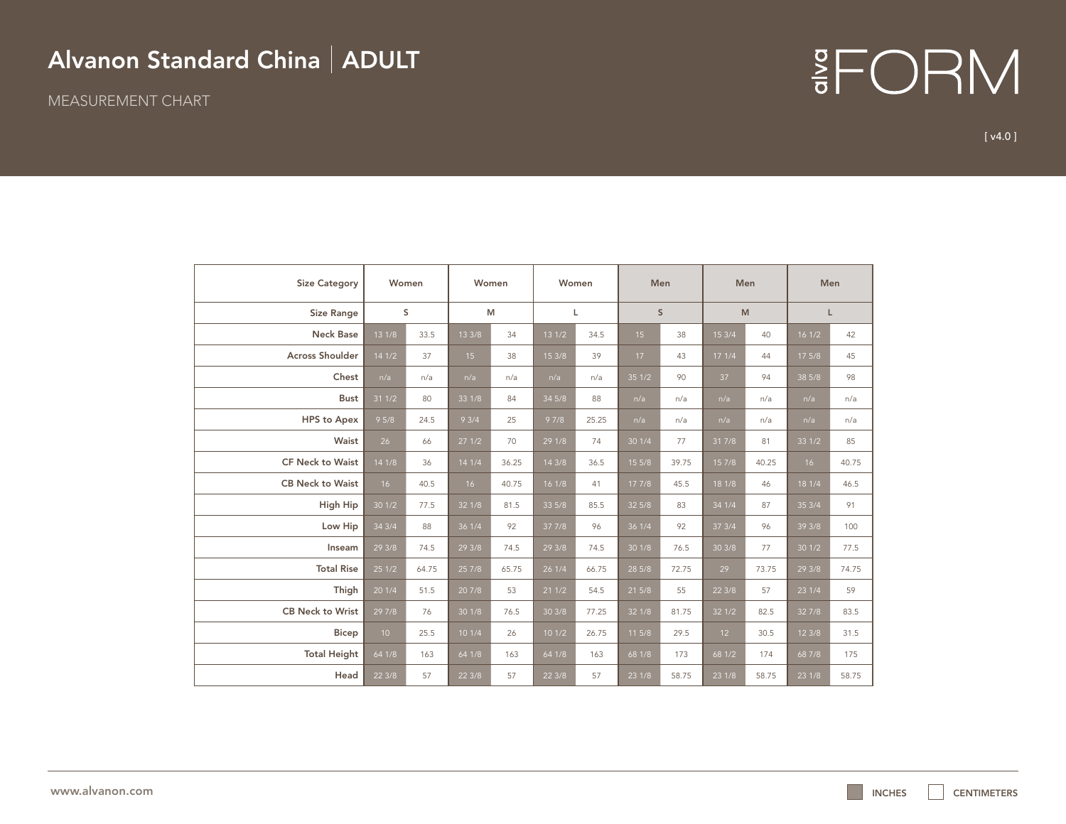# Alvanon Standard China | ADULT

MEASUREMENT CHART

alvaFORM

[ v4.0 ]

| Size Category | Women | | Women | | Women | | Men | | Men | | Men | |
|---|---|---|---|---|---|---|---|---|---|---|---|---|
| Size Range | S | | M | | L | | S | | M | | L | |
| Neck Base | 13 1/8 | 33.5 | 13 3/8 | 34 | 13 1/2 | 34.5 | 15 | 38 | 15 3/4 | 40 | 16 1/2 | 42 |
| Across Shoulder | 14 1/2 | 37 | 15 | 38 | 15 3/8 | 39 | 17 | 43 | 17 1/4 | 44 | 17 5/8 | 45 |
| Chest | n/a | n/a | n/a | n/a | n/a | n/a | 35 1/2 | 90 | 37 | 94 | 38 5/8 | 98 |
| Bust | 31 1/2 | 80 | 33 1/8 | 84 | 34 5/8 | 88 | n/a | n/a | n/a | n/a | n/a | n/a |
| HPS to Apex | 9 5/8 | 24.5 | 9 3/4 | 25 | 9 7/8 | 25.25 | n/a | n/a | n/a | n/a | n/a | n/a |
| Waist | 26 | 66 | 27 1/2 | 70 | 29 1/8 | 74 | 30 1/4 | 77 | 31 7/8 | 81 | 33 1/2 | 85 |
| CF Neck to Waist | 14 1/8 | 36 | 14 1/4 | 36.25 | 14 3/8 | 36.5 | 15 5/8 | 39.75 | 15 7/8 | 40.25 | 16 | 40.75 |
| CB Neck to Waist | 16 | 40.5 | 16 | 40.75 | 16 1/8 | 41 | 17 7/8 | 45.5 | 18 1/8 | 46 | 18 1/4 | 46.5 |
| High Hip | 30 1/2 | 77.5 | 32 1/8 | 81.5 | 33 5/8 | 85.5 | 32 5/8 | 83 | 34 1/4 | 87 | 35 3/4 | 91 |
| Low Hip | 34 3/4 | 88 | 36 1/4 | 92 | 37 7/8 | 96 | 36 1/4 | 92 | 37 3/4 | 96 | 39 3/8 | 100 |
| Inseam | 29 3/8 | 74.5 | 29 3/8 | 74.5 | 29 3/8 | 74.5 | 30 1/8 | 76.5 | 30 3/8 | 77 | 30 1/2 | 77.5 |
| Total Rise | 25 1/2 | 64.75 | 25 7/8 | 65.75 | 26 1/4 | 66.75 | 28 5/8 | 72.75 | 29 | 73.75 | 29 3/8 | 74.75 |
| Thigh | 20 1/4 | 51.5 | 20 7/8 | 53 | 21 1/2 | 54.5 | 21 5/8 | 55 | 22 3/8 | 57 | 23 1/4 | 59 |
| CB Neck to Wrist | 29 7/8 | 76 | 30 1/8 | 76.5 | 30 3/8 | 77.25 | 32 1/8 | 81.75 | 32 1/2 | 82.5 | 32 7/8 | 83.5 |
| Bicep | 10 | 25.5 | 10 1/4 | 26 | 10 1/2 | 26.75 | 11 5/8 | 29.5 | 12 | 30.5 | 12 3/8 | 31.5 |
| Total Height | 64 1/8 | 163 | 64 1/8 | 163 | 64 1/8 | 163 | 68 1/8 | 173 | 68 1/2 | 174 | 68 7/8 | 175 |
| Head | 22 3/8 | 57 | 22 3/8 | 57 | 22 3/8 | 57 | 23 1/8 | 58.75 | 23 1/8 | 58.75 | 23 1/8 | 58.75 |

www.alvanon.com

INCHES CENTIMETERS